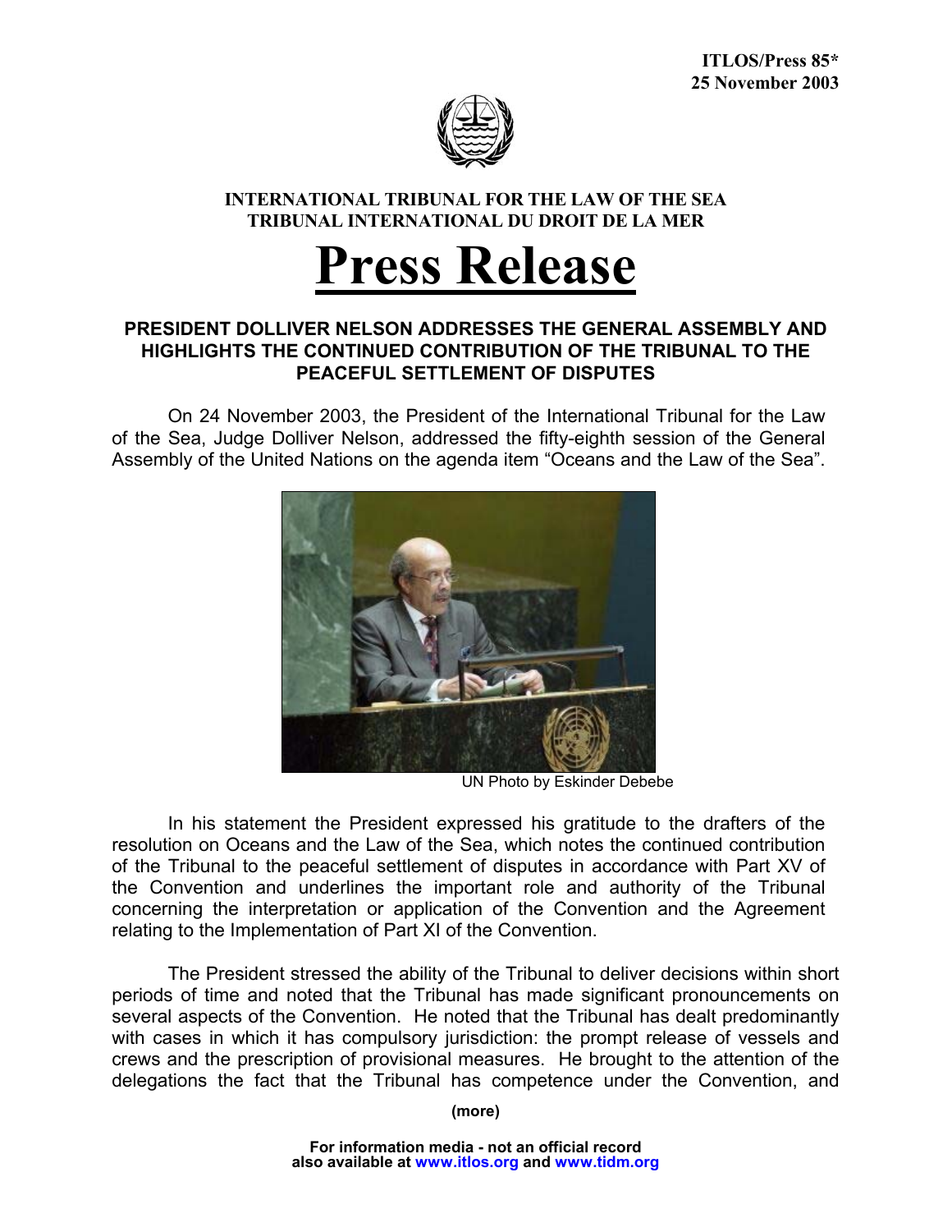**ITLOS/Press 85***
**25 November 2003**

**INTERNATIONAL TRIBUNAL FOR THE LAW OF THE SEA**
**TRIBUNAL INTERNATIONAL DU DROIT DE LA MER**

# Press Release

## PRESIDENT DOLLIVER NELSON ADDRESSES THE GENERAL ASSEMBLY AND HIGHLIGHTS THE CONTINUED CONTRIBUTION OF THE TRIBUNAL TO THE PEACEFUL SETTLEMENT OF DISPUTES

On 24 November 2003, the President of the International Tribunal for the Law of the Sea, Judge Dolliver Nelson, addressed the fifty-eighth session of the General Assembly of the United Nations on the agenda item "Oceans and the Law of the Sea".

UN Photo by Eskinder Debebe

In his statement the President expressed his gratitude to the drafters of the resolution on Oceans and the Law of the Sea, which notes the continued contribution of the Tribunal to the peaceful settlement of disputes in accordance with Part XV of the Convention and underlines the important role and authority of the Tribunal concerning the interpretation or application of the Convention and the Agreement relating to the Implementation of Part XI of the Convention.

The President stressed the ability of the Tribunal to deliver decisions within short periods of time and noted that the Tribunal has made significant pronouncements on several aspects of the Convention. He noted that the Tribunal has dealt predominantly with cases in which it has compulsory jurisdiction: the prompt release of vessels and crews and the prescription of provisional measures. He brought to the attention of the delegations the fact that the Tribunal has competence under the Convention, and

(more)

**For information media - not an official record**
**also available at www.itlos.org and www.tidm.org**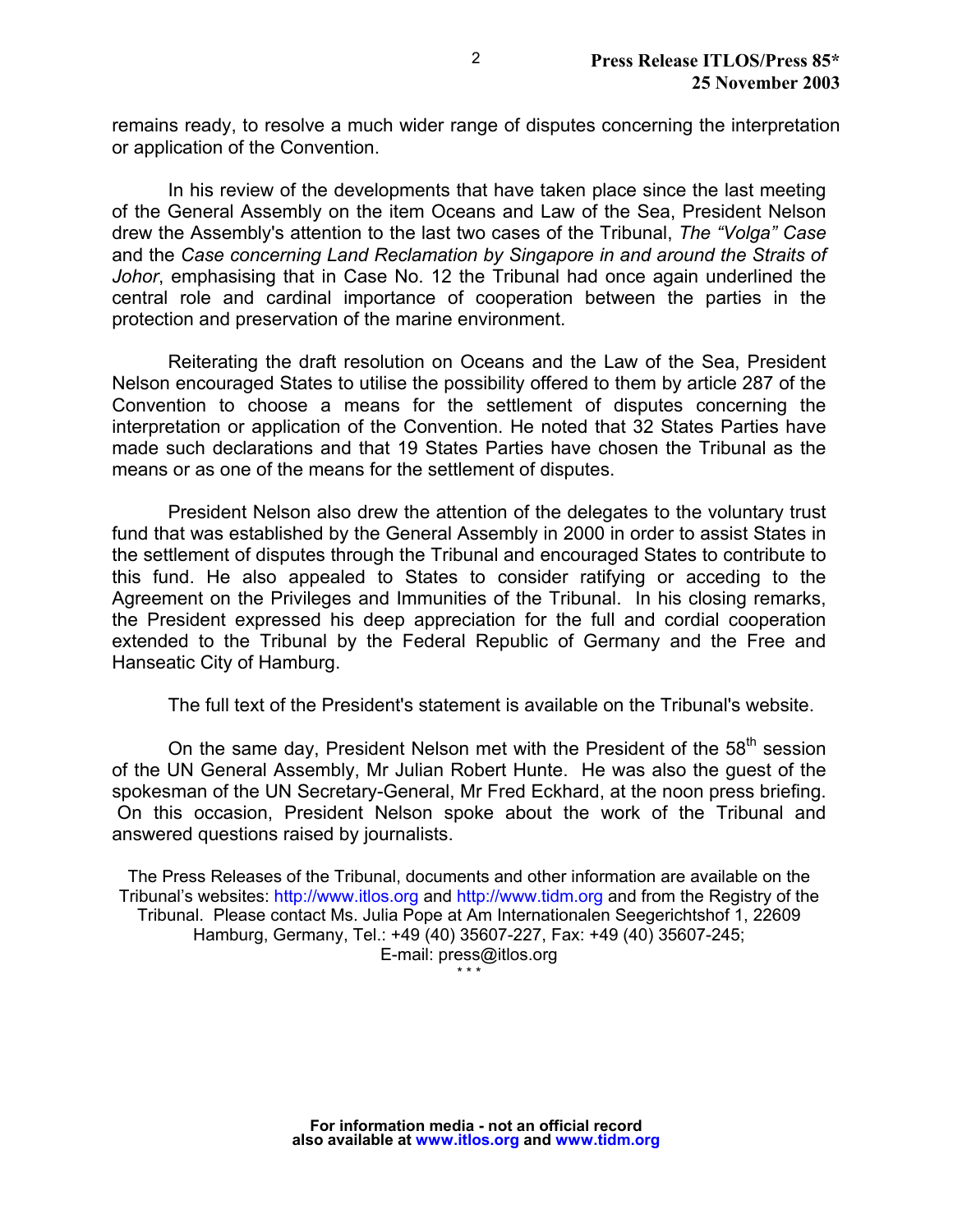remains ready, to resolve a much wider range of disputes concerning the interpretation or application of the Convention.

In his review of the developments that have taken place since the last meeting of the General Assembly on the item Oceans and Law of the Sea, President Nelson drew the Assembly's attention to the last two cases of the Tribunal, *The "Volga" Case* and the *Case concerning Land Reclamation by Singapore in and around the Straits of Johor*, emphasising that in Case No. 12 the Tribunal had once again underlined the central role and cardinal importance of cooperation between the parties in the protection and preservation of the marine environment.

Reiterating the draft resolution on Oceans and the Law of the Sea, President Nelson encouraged States to utilise the possibility offered to them by article 287 of the Convention to choose a means for the settlement of disputes concerning the interpretation or application of the Convention. He noted that 32 States Parties have made such declarations and that 19 States Parties have chosen the Tribunal as the means or as one of the means for the settlement of disputes.

President Nelson also drew the attention of the delegates to the voluntary trust fund that was established by the General Assembly in 2000 in order to assist States in the settlement of disputes through the Tribunal and encouraged States to contribute to this fund. He also appealed to States to consider ratifying or acceding to the Agreement on the Privileges and Immunities of the Tribunal. In his closing remarks, the President expressed his deep appreciation for the full and cordial cooperation extended to the Tribunal by the Federal Republic of Germany and the Free and Hanseatic City of Hamburg.

The full text of the President's statement is available on the Tribunal's website.

On the same day, President Nelson met with the President of the 58th session of the UN General Assembly, Mr Julian Robert Hunte. He was also the guest of the spokesman of the UN Secretary-General, Mr Fred Eckhard, at the noon press briefing. On this occasion, President Nelson spoke about the work of the Tribunal and answered questions raised by journalists.

The Press Releases of the Tribunal, documents and other information are available on the Tribunal's websites: http://www.itlos.org and http://www.tidm.org and from the Registry of the Tribunal. Please contact Ms. Julia Pope at Am Internationalen Seegerichtshof 1, 22609 Hamburg, Germany, Tel.: +49 (40) 35607-227, Fax: +49 (40) 35607-245; E-mail: press@itlos.org

\* \* \*